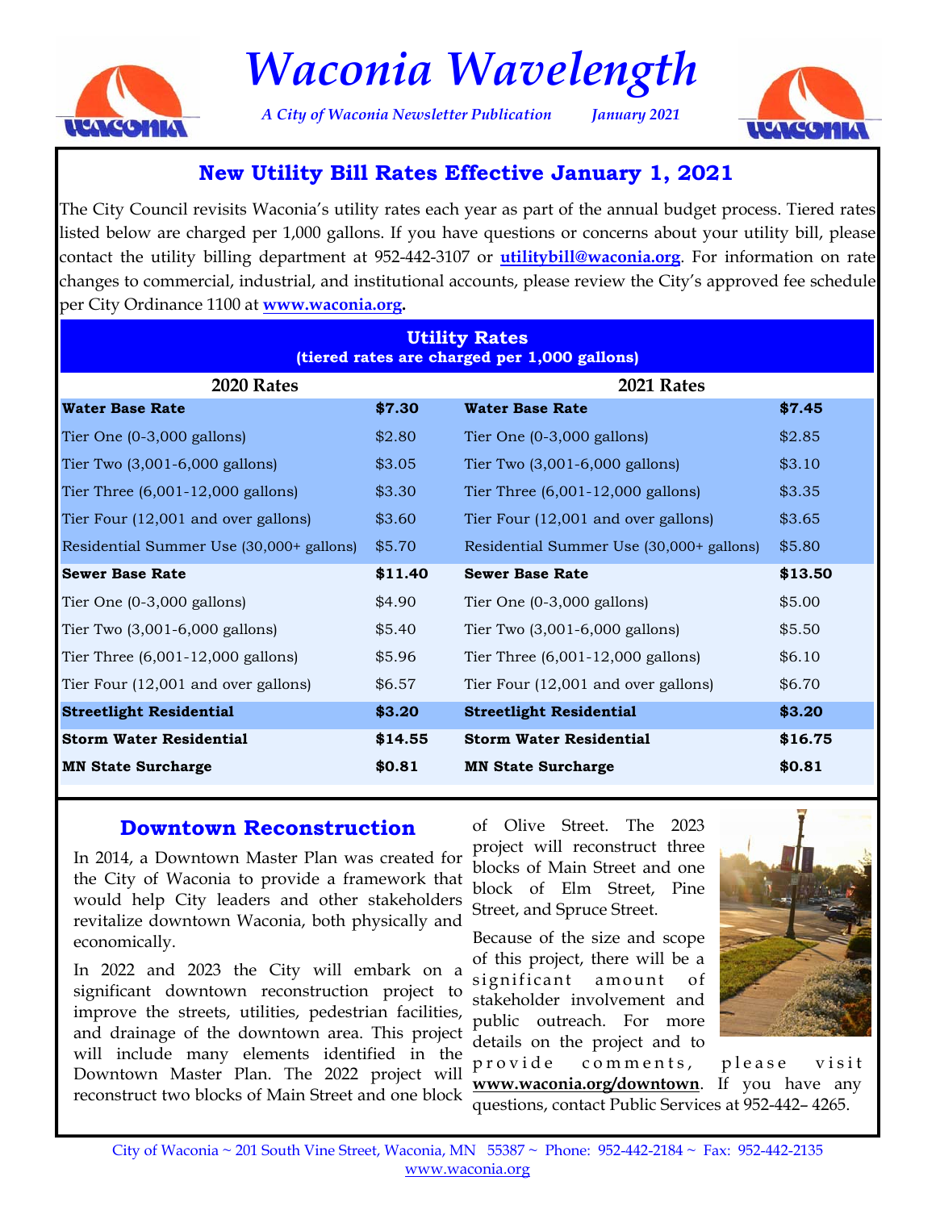# Waconia Wavelength

*A City of Waconia Newsletter Publication* *January 2021*

## New Utility Bill Rates Effective January 1, 2021

The City Council revisits Waconia's utility rates each year as part of the annual budget process. Tiered rates listed below are charged per 1,000 gallons. If you have questions or concerns about your utility bill, please contact the utility billing department at 952-442-3107 or **utilitybill@waconia.org**. For information on rate changes to commercial, industrial, and institutional accounts, please review the City's approved fee schedule per City Ordinance 1100 at **www.waconia.org**.

**Utility Rates**
**(tiered rates are charged per 1,000 gallons)**

| 2020 Rates | | 2021 Rates | |
|---|---|---|---|
| **Water Base Rate** | **$7.30** | **Water Base Rate** | **$7.45** |
| Tier One (0-3,000 gallons) | $2.80 | Tier One (0-3,000 gallons) | $2.85 |
| Tier Two (3,001-6,000 gallons) | $3.05 | Tier Two (3,001-6,000 gallons) | $3.10 |
| Tier Three (6,001-12,000 gallons) | $3.30 | Tier Three (6,001-12,000 gallons) | $3.35 |
| Tier Four (12,001 and over gallons) | $3.60 | Tier Four (12,001 and over gallons) | $3.65 |
| Residential Summer Use (30,000+ gallons) | $5.70 | Residential Summer Use (30,000+ gallons) | $5.80 |
| **Sewer Base Rate** | **$11.40** | **Sewer Base Rate** | **$13.50** |
| Tier One (0-3,000 gallons) | $4.90 | Tier One (0-3,000 gallons) | $5.00 |
| Tier Two (3,001-6,000 gallons) | $5.40 | Tier Two (3,001-6,000 gallons) | $5.50 |
| Tier Three (6,001-12,000 gallons) | $5.96 | Tier Three (6,001-12,000 gallons) | $6.10 |
| Tier Four (12,001 and over gallons) | $6.57 | Tier Four (12,001 and over gallons) | $6.70 |
| **Streetlight Residential** | **$3.20** | **Streetlight Residential** | **$3.20** |
| **Storm Water Residential** | **$14.55** | **Storm Water Residential** | **$16.75** |
| **MN State Surcharge** | **$0.81** | **MN State Surcharge** | **$0.81** |

## Downtown Reconstruction

In 2014, a Downtown Master Plan was created for the City of Waconia to provide a framework that would help City leaders and other stakeholders revitalize downtown Waconia, both physically and economically.

In 2022 and 2023 the City will embark on a significant downtown reconstruction project to improve the streets, utilities, pedestrian facilities, and drainage of the downtown area. This project will include many elements identified in the Downtown Master Plan. The 2022 project will reconstruct two blocks of Main Street and one block of Olive Street. The 2023 project will reconstruct three blocks of Main Street and one block of Elm Street, Pine Street, and Spruce Street.

Because of the size and scope of this project, there will be a significant amount of stakeholder involvement and public outreach. For more details on the project and to provide comments, please visit **www.waconia.org/downtown**. If you have any questions, contact Public Services at 952-442– 4265.

City of Waconia ~ 201 South Vine Street, Waconia, MN 55387 ~ Phone: 952-442-2184 ~ Fax: 952-442-2135
www.waconia.org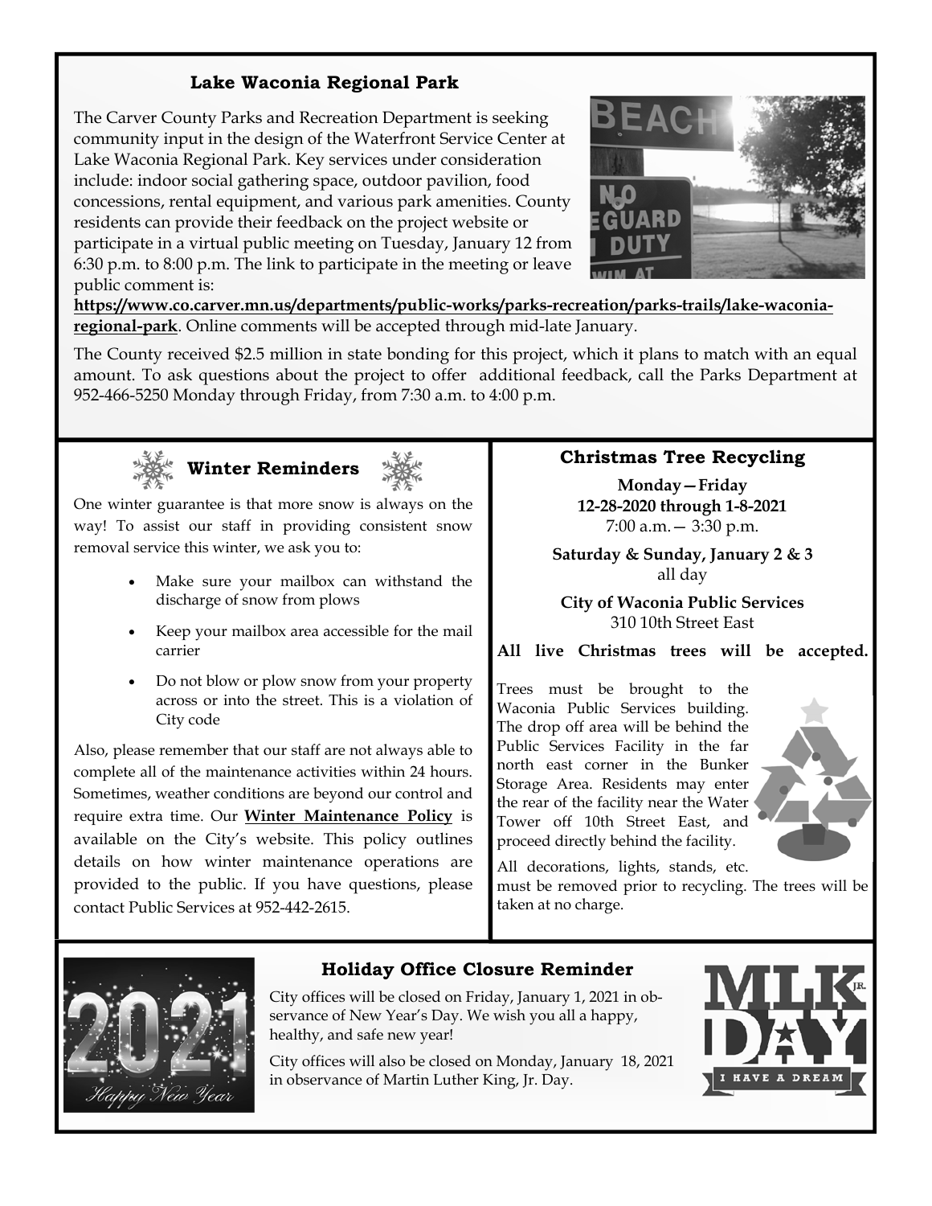## Lake Waconia Regional Park

The Carver County Parks and Recreation Department is seeking community input in the design of the Waterfront Service Center at Lake Waconia Regional Park. Key services under consideration include: indoor social gathering space, outdoor pavilion, food concessions, rental equipment, and various park amenities. County residents can provide their feedback on the project website or participate in a virtual public meeting on Tuesday, January 12 from 6:30 p.m. to 8:00 p.m. The link to participate in the meeting or leave public comment is: **https://www.co.carver.mn.us/departments/public-works/parks-recreation/parks-trails/lake-waconia-regional-park**. Online comments will be accepted through mid-late January.

The County received $2.5 million in state bonding for this project, which it plans to match with an equal amount. To ask questions about the project to offer additional feedback, call the Parks Department at 952-466-5250 Monday through Friday, from 7:30 a.m. to 4:00 p.m.

## Winter Reminders

One winter guarantee is that more snow is always on the way! To assist our staff in providing consistent snow removal service this winter, we ask you to:

- Make sure your mailbox can withstand the discharge of snow from plows
- Keep your mailbox area accessible for the mail carrier
- Do not blow or plow snow from your property across or into the street. This is a violation of City code

Also, please remember that our staff are not always able to complete all of the maintenance activities within 24 hours. Sometimes, weather conditions are beyond our control and require extra time. Our **Winter Maintenance Policy** is available on the City's website. This policy outlines details on how winter maintenance operations are provided to the public. If you have questions, please contact Public Services at 952-442-2615.

## Christmas Tree Recycling

**Monday—Friday**
**12-28-2020 through 1-8-2021**
7:00 a.m.— 3:30 p.m.

**Saturday & Sunday, January 2 & 3**
all day

**City of Waconia Public Services**
310 10th Street East

**All live Christmas trees will be accepted.**

Trees must be brought to the Waconia Public Services building. The drop off area will be behind the Public Services Facility in the far north east corner in the Bunker Storage Area. Residents may enter the rear of the facility near the Water Tower off 10th Street East, and proceed directly behind the facility.

All decorations, lights, stands, etc. must be removed prior to recycling. The trees will be taken at no charge.

## Holiday Office Closure Reminder

City offices will be closed on Friday, January 1, 2021 in observance of New Year's Day. We wish you all a happy, healthy, and safe new year!

City offices will also be closed on Monday, January 18, 2021 in observance of Martin Luther King, Jr. Day.